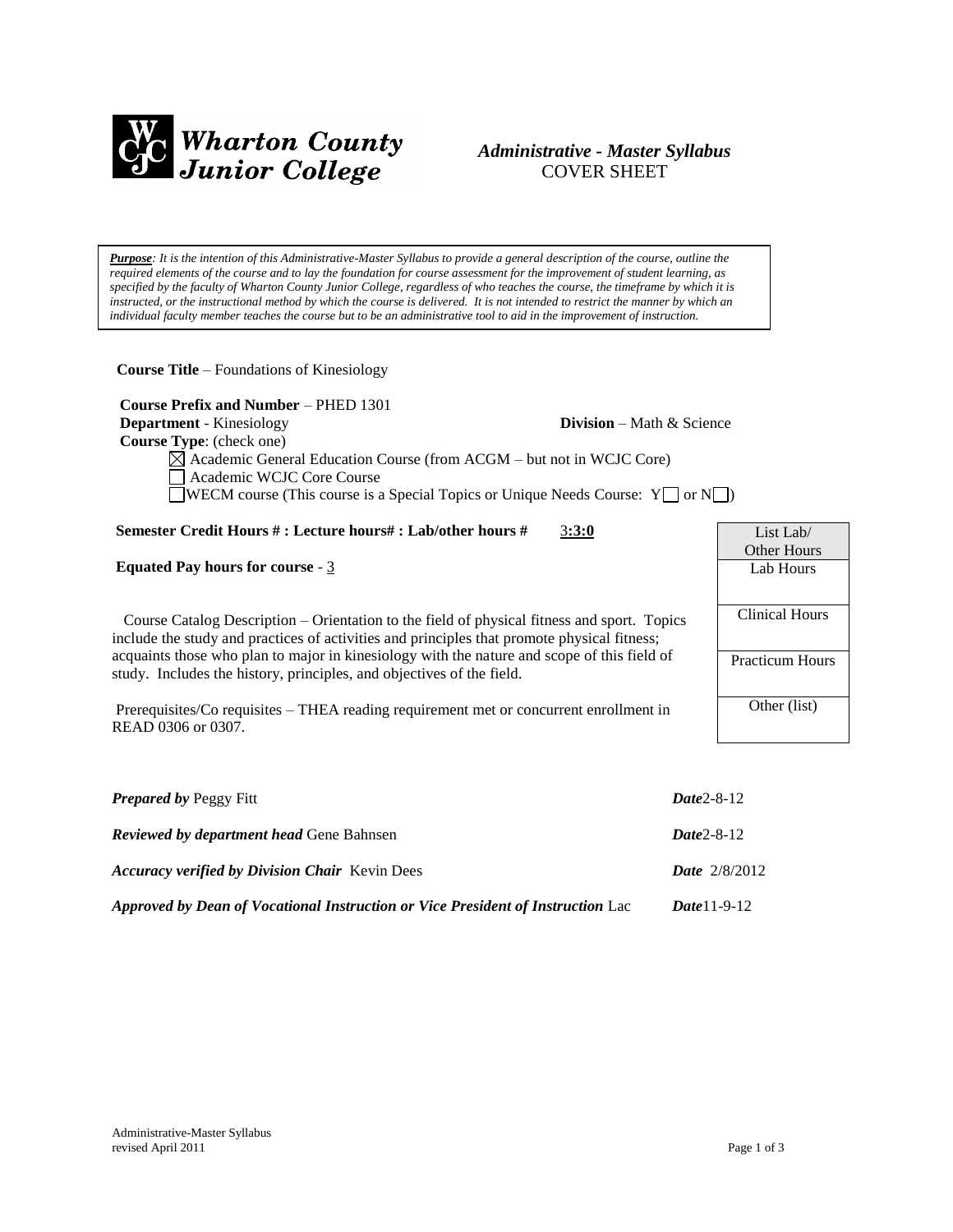**Wharton County Junior College**

# *Administrative - Master Syllabus*
COVER SHEET

***Purpose**: It is the intention of this Administrative-Master Syllabus to provide a general description of the course, outline the required elements of the course and to lay the foundation for course assessment for the improvement of student learning, as specified by the faculty of Wharton County Junior College, regardless of who teaches the course, the timeframe by which it is instructed, or the instructional method by which the course is delivered. It is not intended to restrict the manner by which an individual faculty member teaches the course but to be an administrative tool to aid in the improvement of instruction.*

**Course Title** – Foundations of Kinesiology

**Course Prefix and Number** – PHED 1301
**Department** - Kinesiology **Division** – Math & Science
**Course Type**: (check one)

- ☒ Academic General Education Course (from ACGM – but not in WCJC Core)
- ☐ Academic WCJC Core Course
- ☐ WECM course (This course is a Special Topics or Unique Needs Course: Y☐ or N☐)

**Semester Credit Hours # : Lecture hours# : Lab/other hours #** 3**:3:0**

**Equated Pay hours for course** - 3

| List Lab/ Other Hours |
|---|
| Lab Hours |
| Clinical Hours |
| Practicum Hours |
| Other (list) |

Course Catalog Description – Orientation to the field of physical fitness and sport. Topics include the study and practices of activities and principles that promote physical fitness; acquaints those who plan to major in kinesiology with the nature and scope of this field of study. Includes the history, principles, and objectives of the field.

Prerequisites/Co requisites – THEA reading requirement met or concurrent enrollment in READ 0306 or 0307.

***Prepared by*** Peggy Fitt ***Date***2-8-12

***Reviewed by department head*** Gene Bahnsen ***Date***2-8-12

***Accuracy verified by Division Chair*** Kevin Dees ***Date*** 2/8/2012

***Approved by Dean of Vocational Instruction or Vice President of Instruction*** Lac ***Date***11-9-12

Administrative-Master Syllabus
revised April 2011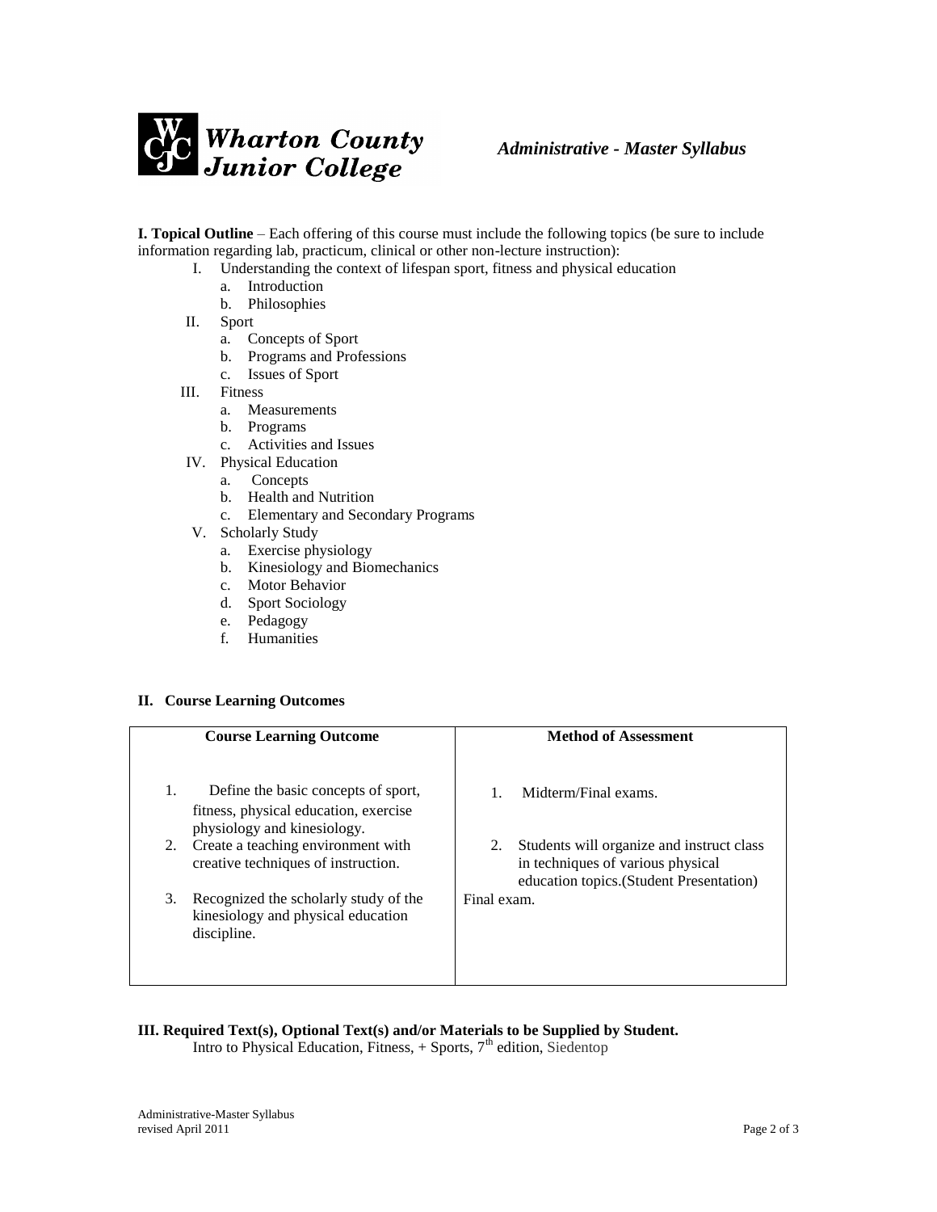**I. Topical Outline** – Each offering of this course must include the following topics (be sure to include information regarding lab, practicum, clinical or other non-lecture instruction):

I. Understanding the context of lifespan sport, fitness and physical education
   a. Introduction
   b. Philosophies

II. Sport
   a. Concepts of Sport
   b. Programs and Professions
   c. Issues of Sport

III. Fitness
   a. Measurements
   b. Programs
   c. Activities and Issues

IV. Physical Education
   a. Concepts
   b. Health and Nutrition
   c. Elementary and Secondary Programs

V. Scholarly Study
   a. Exercise physiology
   b. Kinesiology and Biomechanics
   c. Motor Behavior
   d. Sport Sociology
   e. Pedagogy
   f. Humanities

**II. Course Learning Outcomes**

| Course Learning Outcome | Method of Assessment |
|---|---|
| 1. Define the basic concepts of sport, fitness, physical education, exercise physiology and kinesiology. | 1. Midterm/Final exams. |
| 2. Create a teaching environment with creative techniques of instruction. | 2. Students will organize and instruct class in techniques of various physical education topics.(Student Presentation) |
| 3. Recognized the scholarly study of the kinesiology and physical education discipline. | Final exam. |

**III. Required Text(s), Optional Text(s) and/or Materials to be Supplied by Student.**

Intro to Physical Education, Fitness, + Sports, 7th edition, Siedentop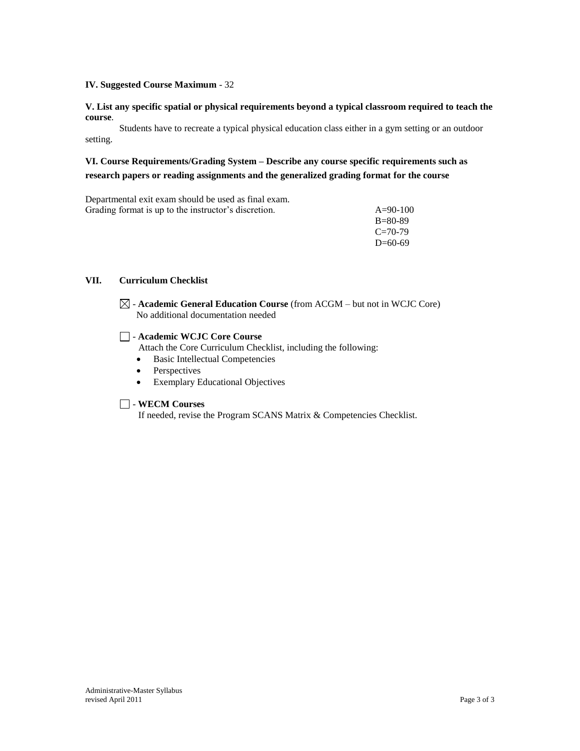**IV. Suggested Course Maximum** - 32

**V. List any specific spatial or physical requirements beyond a typical classroom required to teach the course**.

Students have to recreate a typical physical education class either in a gym setting or an outdoor setting.

**VI. Course Requirements/Grading System – Describe any course specific requirements such as research papers or reading assignments and the generalized grading format for the course**

Departmental exit exam should be used as final exam.
Grading format is up to the instructor's discretion.

A=90-100
B=80-89
C=70-79
D=60-69

**VII. Curriculum Checklist**

☒ - **Academic General Education Course** (from ACGM – but not in WCJC Core)
No additional documentation needed

☐ - **Academic WCJC Core Course**
Attach the Core Curriculum Checklist, including the following:

- Basic Intellectual Competencies
- Perspectives
- Exemplary Educational Objectives

☐ - **WECM Courses**
If needed, revise the Program SCANS Matrix & Competencies Checklist.